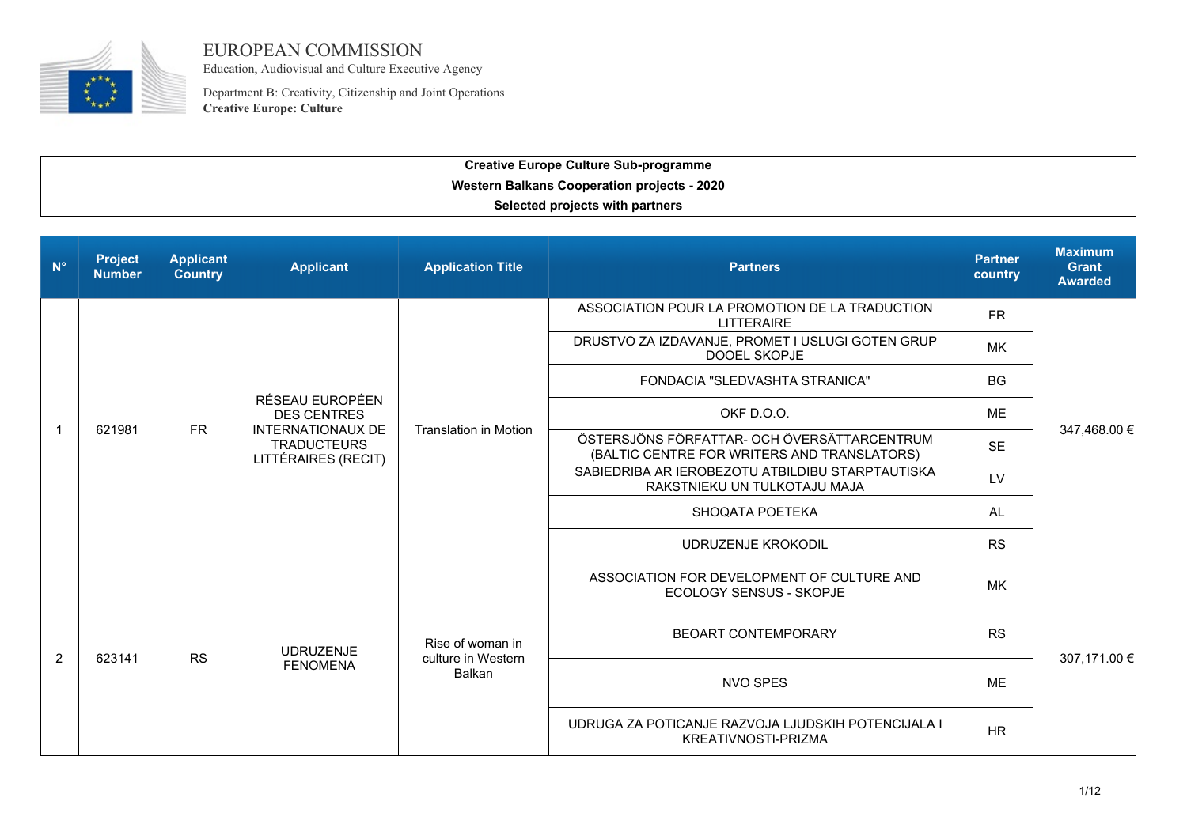EUROPEAN COMMISSION
Education, Audiovisual and Culture Executive Agency

Department B: Creativity, Citizenship and Joint Operations
**Creative Europe: Culture**

**Creative Europe Culture Sub-programme**
**Western Balkans Cooperation projects - 2020**
**Selected projects with partners**

| N° | Project Number | Applicant Country | Applicant | Application Title | Partners | Partner country | Maximum Grant Awarded |
|---|---|---|---|---|---|---|---|
| 1 | 621981 | FR | RÉSEAU EUROPÉEN DES CENTRES INTERNATIONAUX DE TRADUCTEURS LITTÉRAIRES (RECIT) | Translation in Motion | ASSOCIATION POUR LA PROMOTION DE LA TRADUCTION LITTERAIRE | FR | 347,468.00 € |
| | | | | | DRUSTVO ZA IZDAVANJE, PROMET I USLUGI GOTEN GRUP DOOEL SKOPJE | MK | |
| | | | | | FONDACIA "SLEDVASHTA STRANICA" | BG | |
| | | | | | OKF D.O.O. | ME | |
| | | | | | ÖSTERSJÖNS FÖRFATTAR- OCH ÖVERSÄTTARCENTRUM (BALTIC CENTRE FOR WRITERS AND TRANSLATORS) | SE | |
| | | | | | SABIEDRIBA AR IEROBEZOTU ATBILDIBU STARPTAUTISKA RAKSTNIEKU UN TULKOTAJU MAJA | LV | |
| | | | | | SHOQATA POETEKA | AL | |
| | | | | | UDRUZENJE KROKODIL | RS | |
| 2 | 623141 | RS | UDRUZENJE FENOMENA | Rise of woman in culture in Western Balkan | ASSOCIATION FOR DEVELOPMENT OF CULTURE AND ECOLOGY SENSUS - SKOPJE | MK | 307,171.00 € |
| | | | | | BEOART CONTEMPORARY | RS | |
| | | | | | NVO SPES | ME | |
| | | | | | UDRUGA ZA POTICANJE RAZVOJA LJUDSKIH POTENCIJALA I KREATIVNOSTI-PRIZMA | HR | |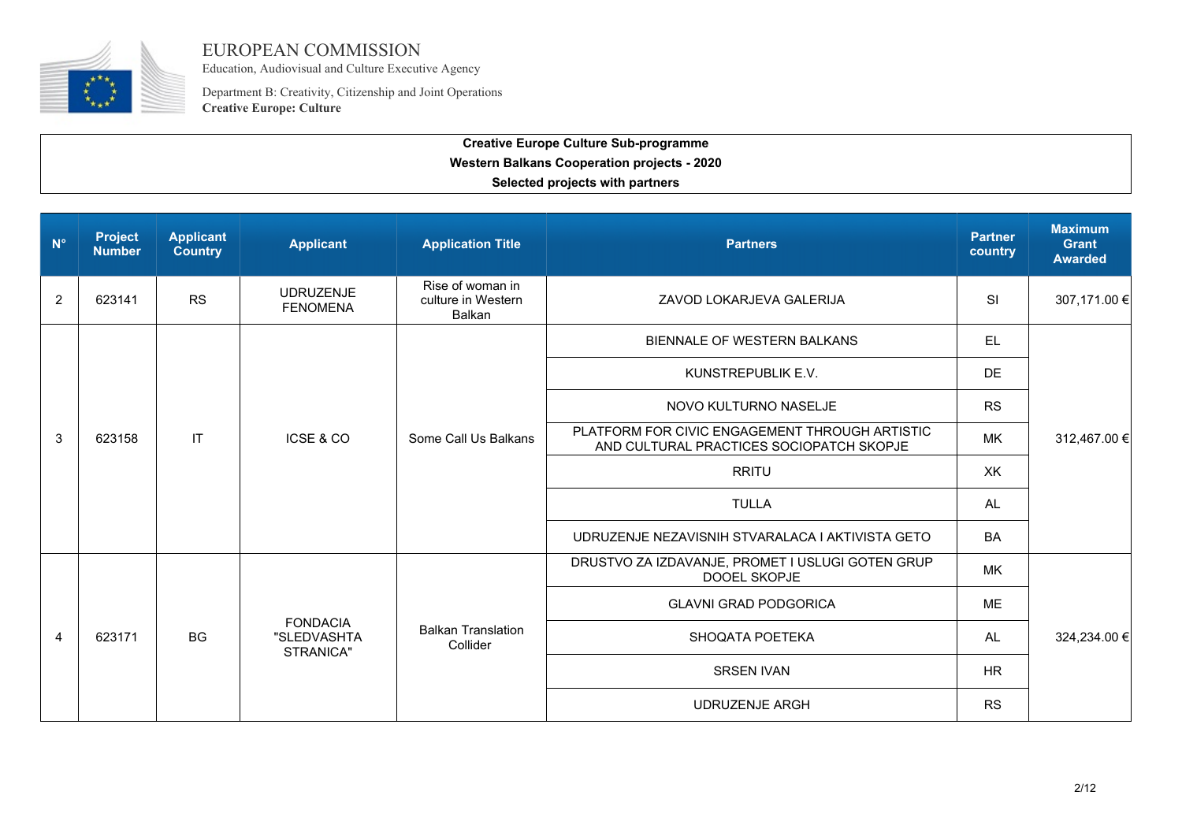EUROPEAN COMMISSION
Education, Audiovisual and Culture Executive Agency

Department B: Creativity, Citizenship and Joint Operations
**Creative Europe: Culture**

**Creative Europe Culture Sub-programme**
**Western Balkans Cooperation projects - 2020**
**Selected projects with partners**

| N° | Project Number | Applicant Country | Applicant | Application Title | Partners | Partner country | Maximum Grant Awarded |
|---|---|---|---|---|---|---|---|
| 2 | 623141 | RS | UDRUZENJE FENOMENA | Rise of woman in culture in Western Balkan | ZAVOD LOKARJEVA GALERIJA | SI | 307,171.00 € |
| 3 | 623158 | IT | ICSE & CO | Some Call Us Balkans | BIENNALE OF WESTERN BALKANS | EL | 312,467.00 € |
| | | | | | KUNSTREPUBLIK E.V. | DE | |
| | | | | | NOVO KULTURNO NASELJE | RS | |
| | | | | | PLATFORM FOR CIVIC ENGAGEMENT THROUGH ARTISTIC AND CULTURAL PRACTICES SOCIOPATCH SKOPJE | MK | |
| | | | | | RRITU | XK | |
| | | | | | TULLA | AL | |
| | | | | | UDRUZENJE NEZAVISNIH STVARALACA I AKTIVISTA GETO | BA | |
| 4 | 623171 | BG | FONDACIA "SLEDVASHTA STRANICA" | Balkan Translation Collider | DRUSTVO ZA IZDAVANJE, PROMET I USLUGI GOTEN GRUP DOOEL SKOPJE | MK | 324,234.00 € |
| | | | | | GLAVNI GRAD PODGORICA | ME | |
| | | | | | SHOQATA POETEKA | AL | |
| | | | | | SRSEN IVAN | HR | |
| | | | | | UDRUZENJE ARGH | RS | |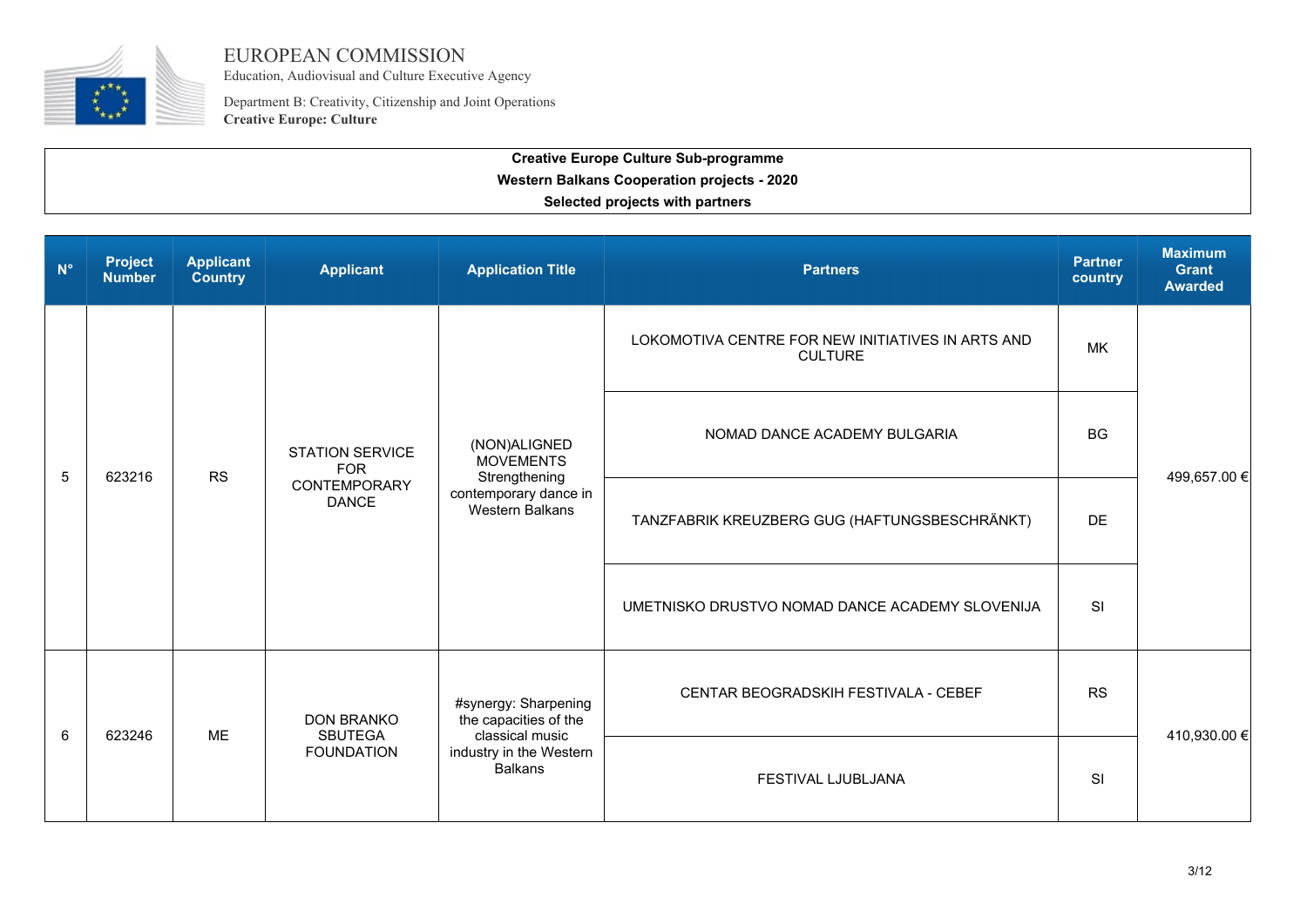EUROPEAN COMMISSION
Education, Audiovisual and Culture Executive Agency

Department B: Creativity, Citizenship and Joint Operations
**Creative Europe: Culture**

**Creative Europe Culture Sub-programme**
**Western Balkans Cooperation projects - 2020**
**Selected projects with partners**

| N° | Project Number | Applicant Country | Applicant | Application Title | Partners | Partner country | Maximum Grant Awarded |
|---|---|---|---|---|---|---|---|
| 5 | 623216 | RS | STATION SERVICE FOR CONTEMPORARY DANCE | (NON)ALIGNED MOVEMENTS Strengthening contemporary dance in Western Balkans | LOKOMOTIVA CENTRE FOR NEW INITIATIVES IN ARTS AND CULTURE | MK | 499,657.00 € |
| | | | | | NOMAD DANCE ACADEMY BULGARIA | BG | |
| | | | | | TANZFABRIK KREUZBERG GUG (HAFTUNGSBESCHRÄNKT) | DE | |
| | | | | | UMETNISKO DRUSTVO NOMAD DANCE ACADEMY SLOVENIJA | SI | |
| 6 | 623246 | ME | DON BRANKO SBUTEGA FOUNDATION | #synergy: Sharpening the capacities of the classical music industry in the Western Balkans | CENTAR BEOGRADSKIH FESTIVALA - CEBEF | RS | 410,930.00 € |
| | | | | | FESTIVAL LJUBLJANA | SI | |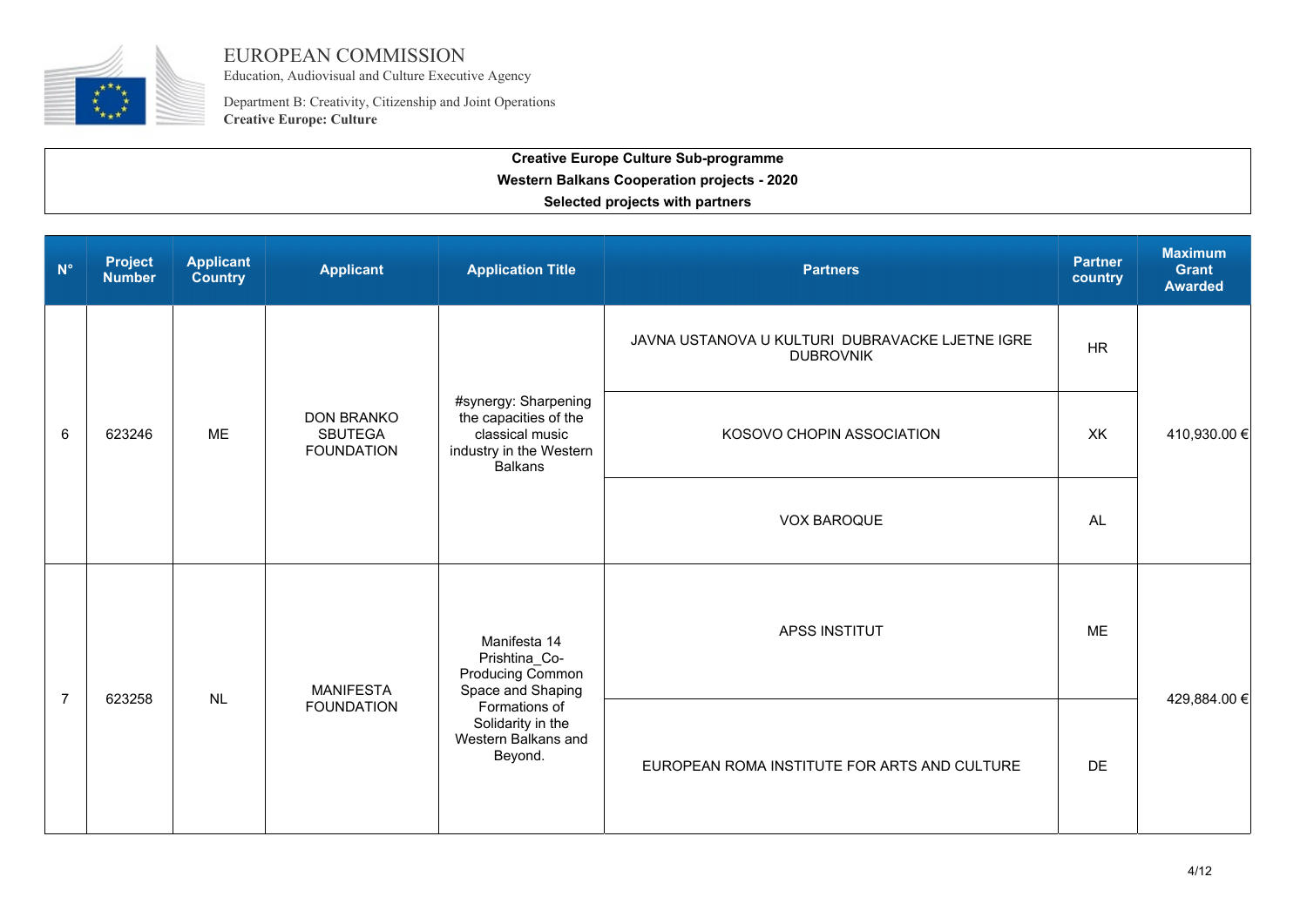EUROPEAN COMMISSION
Education, Audiovisual and Culture Executive Agency

Department B: Creativity, Citizenship and Joint Operations
**Creative Europe: Culture**

**Creative Europe Culture Sub-programme**
**Western Balkans Cooperation projects - 2020**
**Selected projects with partners**

| N° | Project Number | Applicant Country | Applicant | Application Title | Partners | Partner country | Maximum Grant Awarded |
|---|---|---|---|---|---|---|---|
| 6 | 623246 | ME | DON BRANKO SBUTEGA FOUNDATION | #synergy: Sharpening the capacities of the classical music industry in the Western Balkans | JAVNA USTANOVA U KULTURI DUBRAVACKE LJETNE IGRE DUBROVNIK | HR | 410,930.00 € |
| | | | | | KOSOVO CHOPIN ASSOCIATION | XK | |
| | | | | | VOX BAROQUE | AL | |
| 7 | 623258 | NL | MANIFESTA FOUNDATION | Manifesta 14 Prishtina_Co-Producing Common Space and Shaping Formations of Solidarity in the Western Balkans and Beyond. | APSS INSTITUT | ME | 429,884.00 € |
| | | | | | EUROPEAN ROMA INSTITUTE FOR ARTS AND CULTURE | DE | |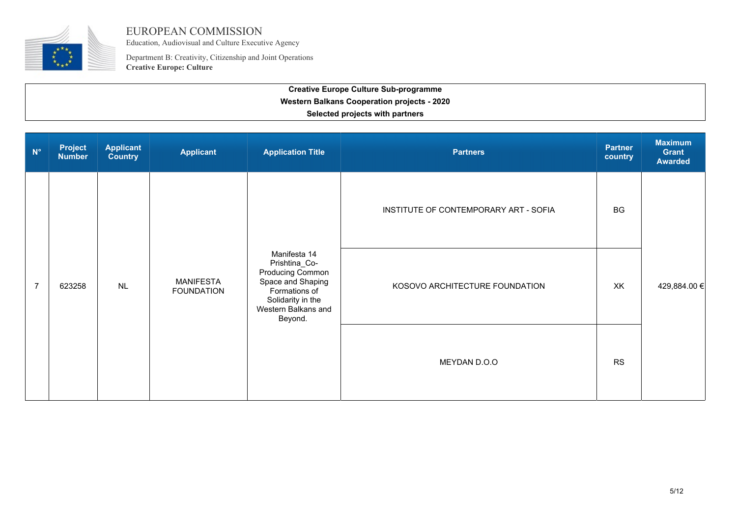EUROPEAN COMMISSION
Education, Audiovisual and Culture Executive Agency

Department B: Creativity, Citizenship and Joint Operations
**Creative Europe: Culture**

**Creative Europe Culture Sub-programme**
**Western Balkans Cooperation projects - 2020**
**Selected projects with partners**

| N° | Project Number | Applicant Country | Applicant | Application Title | Partners | Partner country | Maximum Grant Awarded |
|---|---|---|---|---|---|---|---|
| 7 | 623258 | NL | MANIFESTA FOUNDATION | Manifesta 14 Prishtina_Co-Producing Common Space and Shaping Formations of Solidarity in the Western Balkans and Beyond. | INSTITUTE OF CONTEMPORARY ART - SOFIA | BG | 429,884.00 € |
| | | | | | KOSOVO ARCHITECTURE FOUNDATION | XK | |
| | | | | | MEYDAN D.O.O | RS | |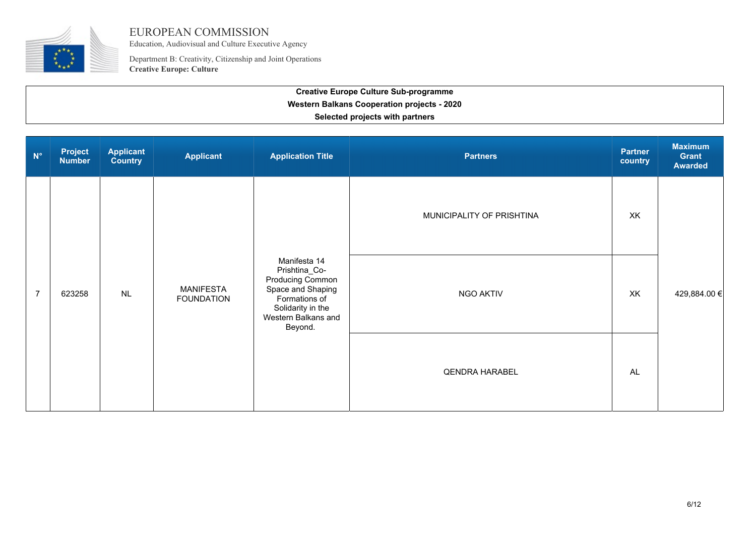EUROPEAN COMMISSION
Education, Audiovisual and Culture Executive Agency

Department B: Creativity, Citizenship and Joint Operations
**Creative Europe: Culture**

**Creative Europe Culture Sub-programme**
**Western Balkans Cooperation projects - 2020**
**Selected projects with partners**

| N° | Project Number | Applicant Country | Applicant | Application Title | Partners | Partner country | Maximum Grant Awarded |
|---|---|---|---|---|---|---|---|
| 7 | 623258 | NL | MANIFESTA FOUNDATION | Manifesta 14 Prishtina_Co-Producing Common Space and Shaping Formations of Solidarity in the Western Balkans and Beyond. | MUNICIPALITY OF PRISHTINA | XK | 429,884.00 € |
| | | | | | NGO AKTIV | XK | |
| | | | | | QENDRA HARABEL | AL | |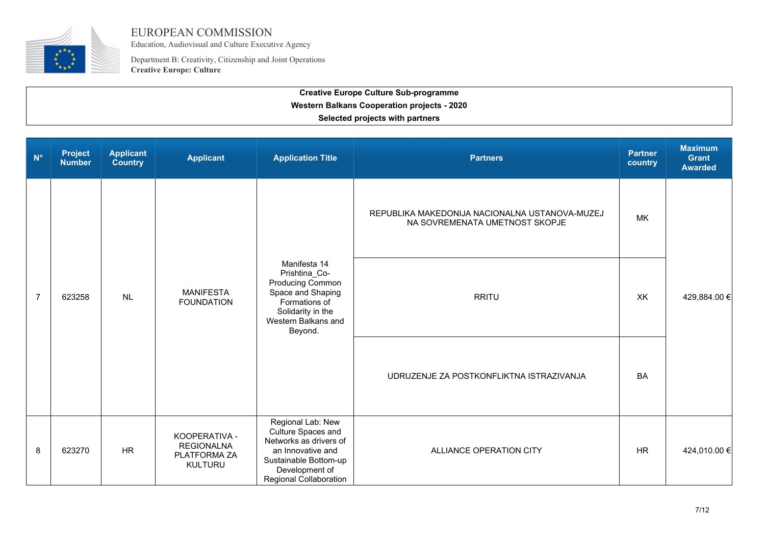EUROPEAN COMMISSION
Education, Audiovisual and Culture Executive Agency

Department B: Creativity, Citizenship and Joint Operations
**Creative Europe: Culture**

**Creative Europe Culture Sub-programme**
**Western Balkans Cooperation projects - 2020**
**Selected projects with partners**

| N° | Project Number | Applicant Country | Applicant | Application Title | Partners | Partner country | Maximum Grant Awarded |
|---|---|---|---|---|---|---|---|
| 7 | 623258 | NL | MANIFESTA FOUNDATION | Manifesta 14 Prishtina_Co-Producing Common Space and Shaping Formations of Solidarity in the Western Balkans and Beyond. | REPUBLIKA MAKEDONIJA NACIONALNA USTANOVA-MUZEJ NA SOVREMENATA UMETNOST SKOPJE | MK | 429,884.00 € |
| | | | | | RRITU | XK | |
| | | | | | UDRUZENJE ZA POSTKONFLIKTNA ISTRAZIVANJA | BA | |
| 8 | 623270 | HR | KOOPERATIVA - REGIONALNA PLATFORMA ZA KULTURU | Regional Lab: New Culture Spaces and Networks as drivers of an Innovative and Sustainable Bottom-up Development of Regional Collaboration | ALLIANCE OPERATION CITY | HR | 424,010.00 € |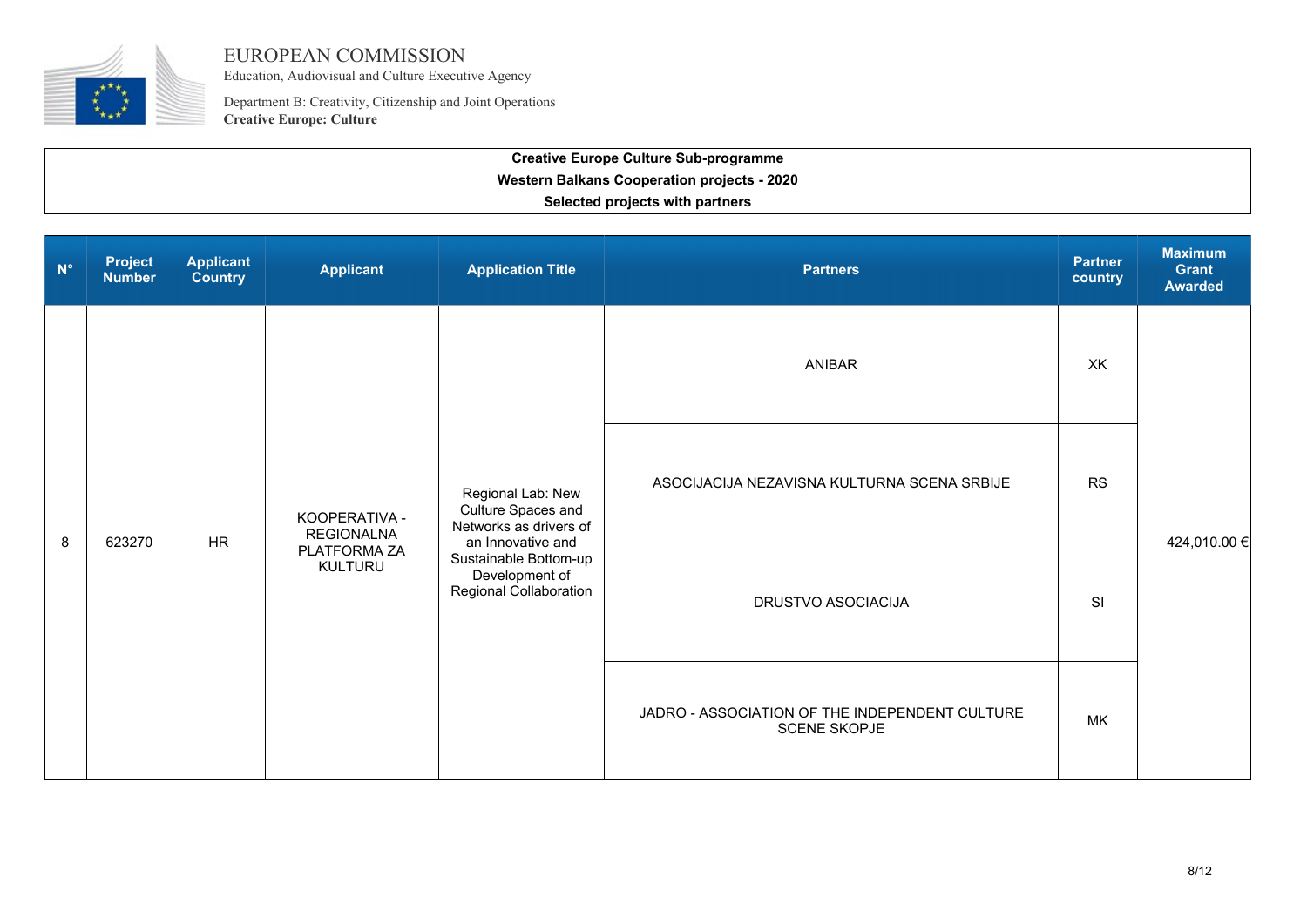EUROPEAN COMMISSION
Education, Audiovisual and Culture Executive Agency

Department B: Creativity, Citizenship and Joint Operations
**Creative Europe: Culture**

**Creative Europe Culture Sub-programme**
**Western Balkans Cooperation projects - 2020**
**Selected projects with partners**

| N° | Project Number | Applicant Country | Applicant | Application Title | Partners | Partner country | Maximum Grant Awarded |
|---|---|---|---|---|---|---|---|
| 8 | 623270 | HR | KOOPERATIVA - REGIONALNA PLATFORMA ZA KULTURU | Regional Lab: New Culture Spaces and Networks as drivers of an Innovative and Sustainable Bottom-up Development of Regional Collaboration | ANIBAR | XK | 424,010.00 € |
| | | | | | ASOCIJACIJA NEZAVISNA KULTURNA SCENA SRBIJE | RS | |
| | | | | | DRUSTVO ASOCIACIJA | SI | |
| | | | | | JADRO - ASSOCIATION OF THE INDEPENDENT CULTURE SCENE SKOPJE | MK | |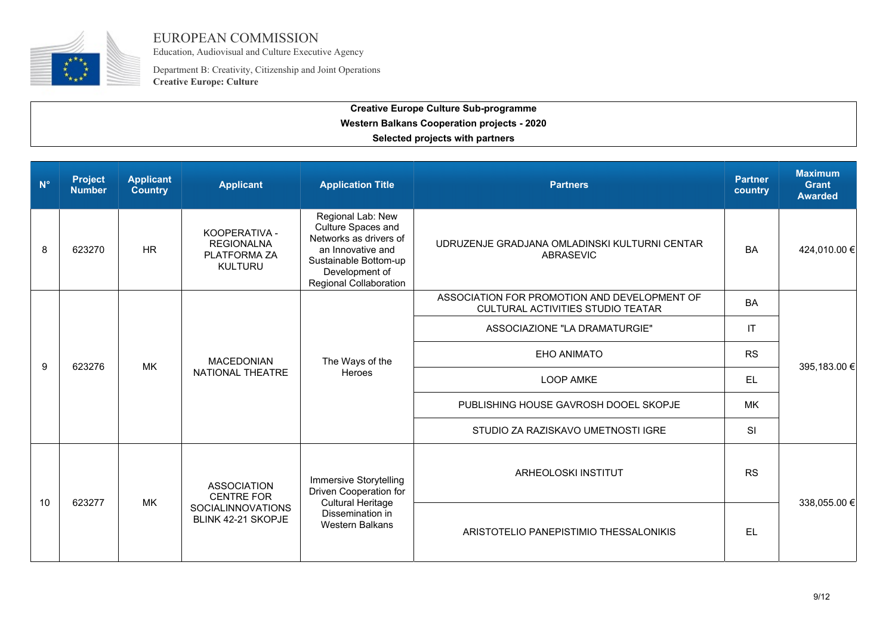EUROPEAN COMMISSION
Education, Audiovisual and Culture Executive Agency

Department B: Creativity, Citizenship and Joint Operations
**Creative Europe: Culture**

**Creative Europe Culture Sub-programme**
**Western Balkans Cooperation projects - 2020**
**Selected projects with partners**

| N° | Project Number | Applicant Country | Applicant | Application Title | Partners | Partner country | Maximum Grant Awarded |
|---|---|---|---|---|---|---|---|
| 8 | 623270 | HR | KOOPERATIVA - REGIONALNA PLATFORMA ZA KULTURU | Regional Lab: New Culture Spaces and Networks as drivers of an Innovative and Sustainable Bottom-up Development of Regional Collaboration | UDRUZENJE GRADJANA OMLADINSKI KULTURNI CENTAR ABRASEVIC | BA | 424,010.00 € |
| 9 | 623276 | MK | MACEDONIAN NATIONAL THEATRE | The Ways of the Heroes | ASSOCIATION FOR PROMOTION AND DEVELOPMENT OF CULTURAL ACTIVITIES STUDIO TEATAR | BA | 395,183.00 € |
| | | | | | ASSOCIAZIONE "LA DRAMATURGIE" | IT | |
| | | | | | EHO ANIMATO | RS | |
| | | | | | LOOP AMKE | EL | |
| | | | | | PUBLISHING HOUSE GAVROSH DOOEL SKOPJE | MK | |
| | | | | | STUDIO ZA RAZISKAVO UMETNOSTI IGRE | SI | |
| 10 | 623277 | MK | ASSOCIATION CENTRE FOR SOCIALINNOVATIONS BLINK 42-21 SKOPJE | Immersive Storytelling Driven Cooperation for Cultural Heritage Dissemination in Western Balkans | ARHEOLOSKI INSTITUT | RS | 338,055.00 € |
| | | | | | ARISTOTELIO PANEPISTIMIO THESSALONIKIS | EL | |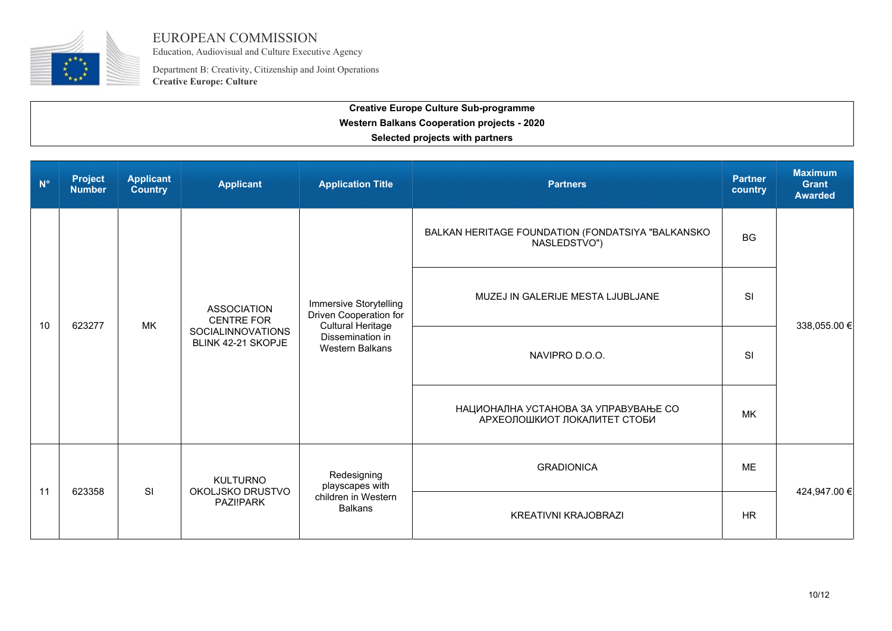EUROPEAN COMMISSION
Education, Audiovisual and Culture Executive Agency

Department B: Creativity, Citizenship and Joint Operations
**Creative Europe: Culture**

**Creative Europe Culture Sub-programme**
**Western Balkans Cooperation projects - 2020**
**Selected projects with partners**

| N° | Project Number | Applicant Country | Applicant | Application Title | Partners | Partner country | Maximum Grant Awarded |
|---|---|---|---|---|---|---|---|
| 10 | 623277 | MK | ASSOCIATION CENTRE FOR SOCIALINNOVATIONS BLINK 42-21 SKOPJE | Immersive Storytelling Driven Cooperation for Cultural Heritage Dissemination in Western Balkans | BALKAN HERITAGE FOUNDATION (FONDATSIYA "BALKANSKO NASLEDSTVO") | BG | 338,055.00 € |
| | | | | | MUZEJ IN GALERIJE MESTA LJUBLJANE | SI | |
| | | | | | NAVIPRO D.O.O. | SI | |
| | | | | | НАЦИОНАЛНА УСТАНОВА ЗА УПРАВУВАЊЕ СО АРХЕОЛОШКИОТ ЛОКАЛИТЕТ СТОБИ | MK | |
| 11 | 623358 | SI | KULTURNO OKOLJSKO DRUSTVO PAZI!PARK | Redesigning playscapes with children in Western Balkans | GRADIONICA | ME | 424,947.00 € |
| | | | | | KREATIVNI KRAJOBRAZI | HR | |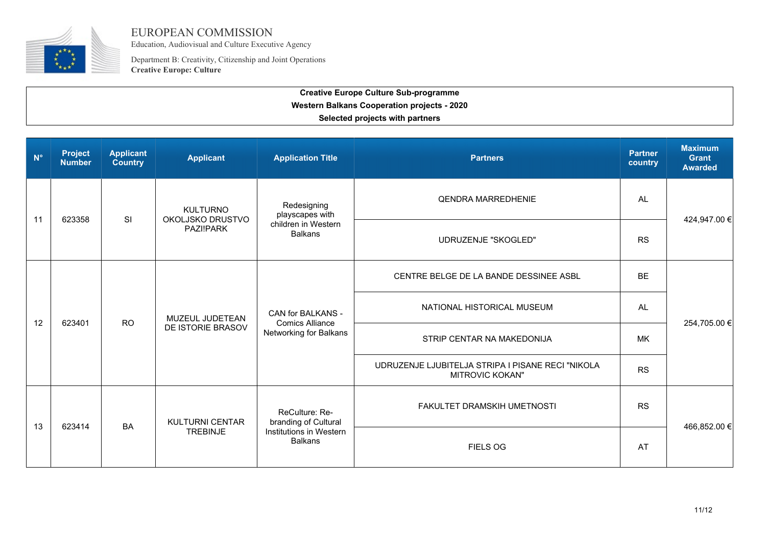EUROPEAN COMMISSION
Education, Audiovisual and Culture Executive Agency

Department B: Creativity, Citizenship and Joint Operations
**Creative Europe: Culture**

**Creative Europe Culture Sub-programme**
**Western Balkans Cooperation projects - 2020**
**Selected projects with partners**

| N° | Project Number | Applicant Country | Applicant | Application Title | Partners | Partner country | Maximum Grant Awarded |
|---|---|---|---|---|---|---|---|
| 11 | 623358 | SI | KULTURNO OKOLJSKO DRUSTVO PAZI!PARK | Redesigning playscapes with children in Western Balkans | QENDRA MARREDHENIE | AL | 424,947.00 € |
| | | | | | UDRUZENJE "SKOGLED" | RS | |
| 12 | 623401 | RO | MUZEUL JUDETEAN DE ISTORIE BRASOV | CAN for BALKANS - Comics Alliance Networking for Balkans | CENTRE BELGE DE LA BANDE DESSINEE ASBL | BE | 254,705.00 € |
| | | | | | NATIONAL HISTORICAL MUSEUM | AL | |
| | | | | | STRIP CENTAR NA MAKEDONIJA | MK | |
| | | | | | UDRUZENJE LJUBITELJA STRIPA I PISANE RECI "NIKOLA MITROVIC KOKAN" | RS | |
| 13 | 623414 | BA | KULTURNI CENTAR TREBINJE | ReCulture: Re-branding of Cultural Institutions in Western Balkans | FAKULTET DRAMSKIH UMETNOSTI | RS | 466,852.00 € |
| | | | | | FIELS OG | AT | |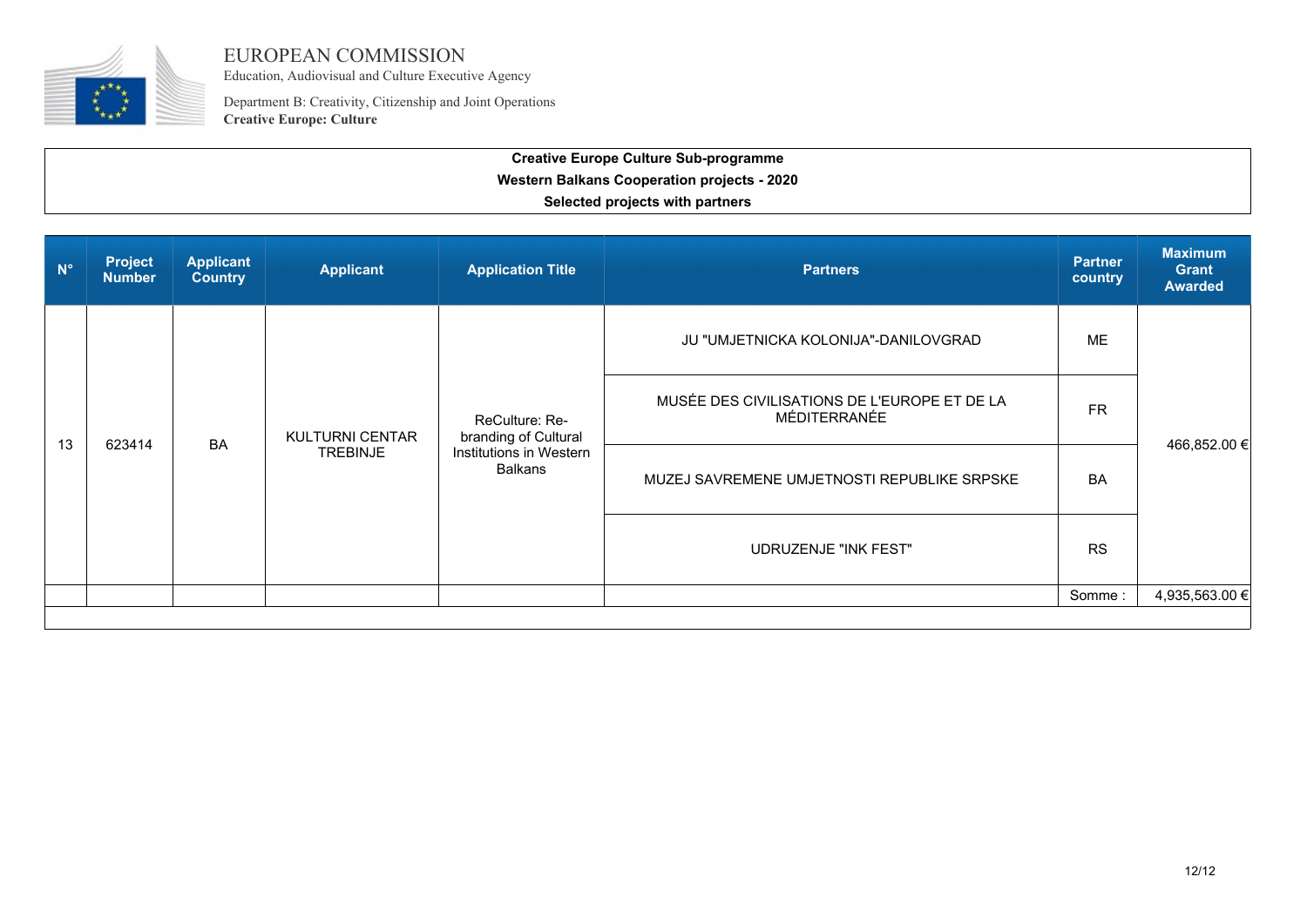EUROPEAN COMMISSION
Education, Audiovisual and Culture Executive Agency

Department B: Creativity, Citizenship and Joint Operations
**Creative Europe: Culture**

**Creative Europe Culture Sub-programme**
**Western Balkans Cooperation projects - 2020**
**Selected projects with partners**

| N° | Project Number | Applicant Country | Applicant | Application Title | Partners | Partner country | Maximum Grant Awarded |
|---|---|---|---|---|---|---|---|
| 13 | 623414 | BA | KULTURNI CENTAR TREBINJE | ReCulture: Re-branding of Cultural Institutions in Western Balkans | JU "UMJETNICKA KOLONIJA"-DANILOVGRAD | ME | 466,852.00 € |
| | | | | | MUSÉE DES CIVILISATIONS DE L'EUROPE ET DE LA MÉDITERRANÉE | FR | |
| | | | | | MUZEJ SAVREMENE UMJETNOSTI REPUBLIKE SRPSKE | BA | |
| | | | | | UDRUZENJE "INK FEST" | RS | |
| | | | | | | Somme : | 4,935,563.00 € |